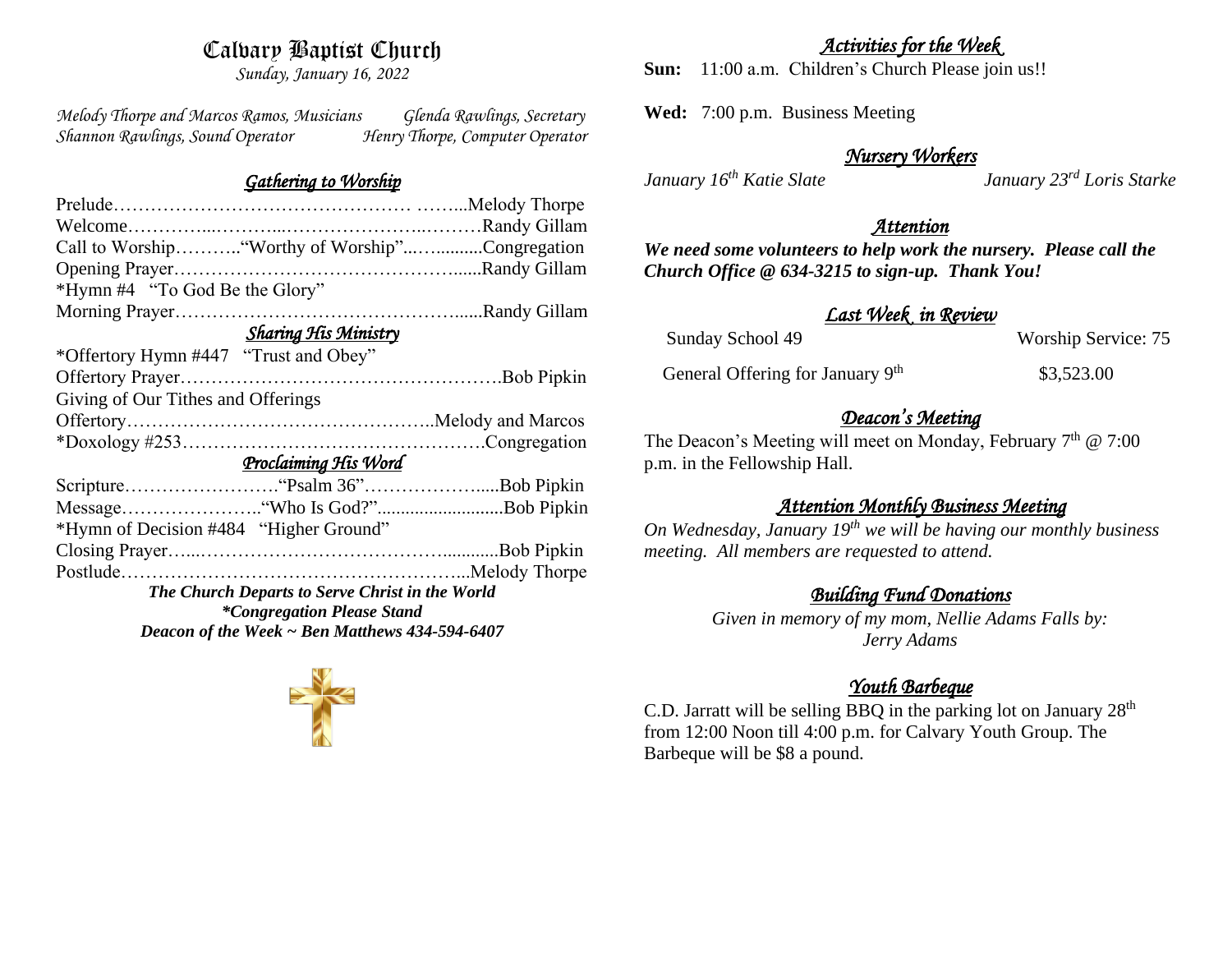# Calvary Baptist Church

*Sunday, January 16, 2022*

*Melody Thorpe and Marcos Ramos, Musicians* — *Glenda Rawlings, Secretary*
*Shannon Rawlings, Sound Operator* — *Henry Thorpe, Computer Operator*

## *Gathering to Worship*

Prelude………………………………………… ……...Melody Thorpe
Welcome…………...………...…………………...………Randy Gillam
Call to Worship………."Worthy of Worship"...…..........Congregation
Opening Prayer………………………………………......Randy Gillam
*Hymn #4 "To God Be the Glory"
Morning Prayer………………………………………......Randy Gillam

## *Sharing His Ministry*

*Offertory Hymn #447 "Trust and Obey"
Offertory Prayer…………………………………………….Bob Pipkin
Giving of Our Tithes and Offerings
Offertory…………………………………………..Melody and Marcos
*Doxology #253………………………………………….Congregation

## *Proclaiming His Word*

Scripture……………………."Psalm 36"………………....Bob Pipkin
Message………………….."Who Is God?"..........................Bob Pipkin
*Hymn of Decision #484 "Higher Ground"
Closing Prayer…...………………………………….............Bob Pipkin
Postlude…………………………………….……………...Melody Thorpe

***The Church Departs to Serve Christ in the World***
***\*Congregation Please Stand***
***Deacon of the Week ~ Ben Matthews 434-594-6407***

## *Activities for the Week*

**Sun:** 11:00 a.m. Children's Church Please join us!!

**Wed:** 7:00 p.m. Business Meeting

## *Nursery Workers*

*January 16th Katie Slate* — *January 23rd Loris Starke*

## *Attention*

***We need some volunteers to help work the nursery. Please call the Church Office @ 634-3215 to sign-up. Thank You!***

## *Last Week in Review*

Sunday School 49 — Worship Service: 75

General Offering for January 9th — $3,523.00

## *Deacon's Meeting*

The Deacon's Meeting will meet on Monday, February 7th @ 7:00 p.m. in the Fellowship Hall.

## *Attention Monthly Business Meeting*

*On Wednesday, January 19th we will be having our monthly business meeting. All members are requested to attend.*

## *Building Fund Donations*

*Given in memory of my mom, Nellie Adams Falls by:*
*Jerry Adams*

## *Youth Barbeque*

C.D. Jarratt will be selling BBQ in the parking lot on January 28th from 12:00 Noon till 4:00 p.m. for Calvary Youth Group. The Barbeque will be $8 a pound.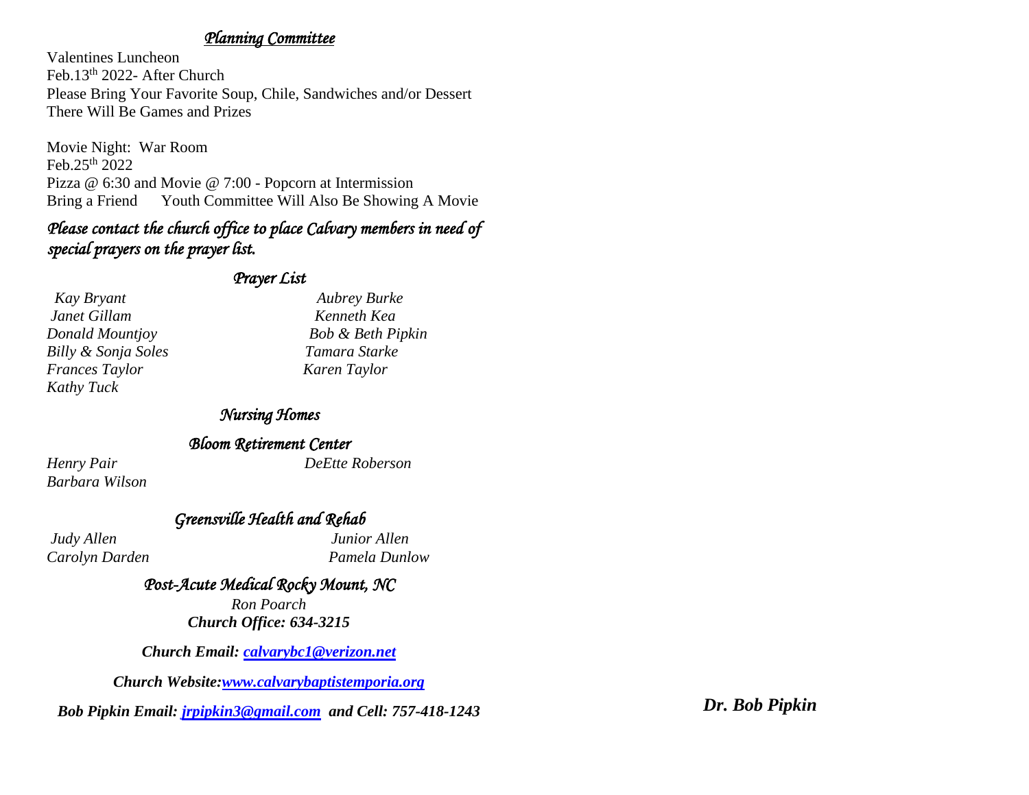## *Planning Committee*

Valentines Luncheon
Feb.13th 2022- After Church
Please Bring Your Favorite Soup, Chile, Sandwiches and/or Dessert
There Will Be Games and Prizes

Movie Night: War Room
Feb.25th 2022
Pizza @ 6:30 and Movie @ 7:00 - Popcorn at Intermission
Bring a Friend Youth Committee Will Also Be Showing A Movie

*Please contact the church office to place Calvary members in need of special prayers on the prayer list.*

## *Prayer List*

*Kay Bryant*
*Aubrey Burke*
*Janet Gillam*
*Kenneth Kea*
*Donald Mountjoy*
*Bob & Beth Pipkin*
*Billy & Sonja Soles*
*Tamara Starke*
*Frances Taylor*
*Karen Taylor*
*Kathy Tuck*

## *Nursing Homes*

### *Bloom Retirement Center*

*Henry Pair*
*DeEtte Roberson*
*Barbara Wilson*

### *Greensville Health and Rehab*

*Judy Allen*
*Junior Allen*
*Carolyn Darden*
*Pamela Dunlow*

### *Post-Acute Medical Rocky Mount, NC*

*Ron Poarch*

***Church Office: 634-3215***

***Church Email: calvarybc1@verizon.net***

***Church Website:www.calvarybaptistemporia.org***

***Bob Pipkin Email: jrpipkin3@gmail.com and Cell: 757-418-1243***

***Dr. Bob Pipkin***